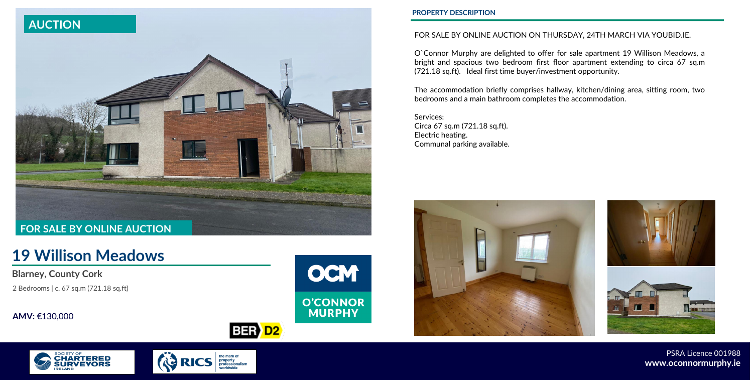AUCTION

FOR SALE BY ONLINE AUCTION

# 19 Willison Meadows

**Blarney, County Cork**

2 Bedrooms | c. 67 sq.m (721.18 sq.ft)

**AMV:** €130,000

OCM O'CONNOR MURPHY

BER D2

## PROPERTY DESCRIPTION

FOR SALE BY ONLINE AUCTION ON THURSDAY, 24TH MARCH VIA YOUBID.IE.

O`Connor Murphy are delighted to offer for sale apartment 19 Willison Meadows, a bright and spacious two bedroom first floor apartment extending to circa 67 sq.m (721.18 sq.ft). Ideal first time buyer/investment opportunity.

The accommodation briefly comprises hallway, kitchen/dining area, sitting room, two bedrooms and a main bathroom completes the accommodation.

Services:
Circa 67 sq.m (721.18 sq.ft).
Electric heating.
Communal parking available.

PSRA Licence 001988
**www.oconnormurphy.ie**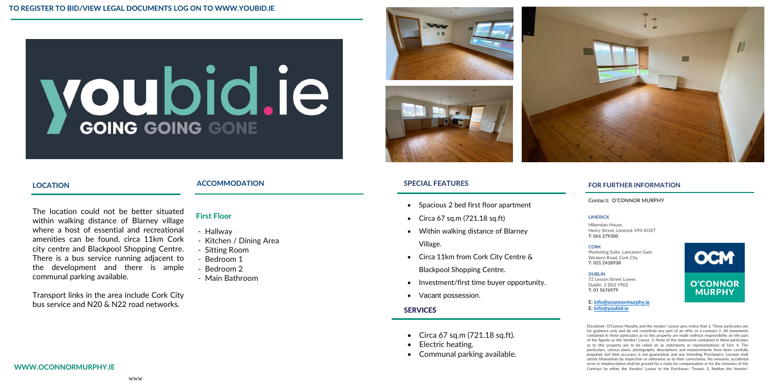**TO REGISTER TO BID/VIEW LEGAL DOCUMENTS LOG ON TO WWW.YOUBID.IE**

## LOCATION

The location could not be better situated within walking distance of Blarney village where a host of essential and recreational amenities can be found, circa 11km Cork city centre and Blackpool Shopping Centre. There is a bus service running adjacent to the development and there is ample communal parking available.

Transport links in the area include Cork City bus service and N20 & N22 road networks.

## ACCOMMODATION

### First Floor

- Hallway
- Kitchen / Dining Area
- Sitting Room
- Bedroom 1
- Bedroom 2
- Main Bathroom

## SPECIAL FEATURES

- Spacious 2 bed first floor apartment
- Circa 67 sq.m (721.18 sq.ft)
- Within walking distance of Blarney Village.
- Circa 11km from Cork City Centre & Blackpool Shopping Centre.
- Investment/first time buyer opportunity.
- Vacant possession.

## SERVICES

- Circa 67 sq.m (721.18 sq.ft).
- Electric heating.
- Communal parking available.

## FOR FURTHER INFORMATION

**Contact: O'CONNOR MURPHY**

**LIMERICK**
Hibernian House,
Henry Street, Limerick V94 XOXT
**T: 061 279300**

**CORK**
Marketing Suite, Lancaster Gate
Western Road, Cork City
**T: 021 2428938**

**DUBLIN**
72 Lesson Street Lower,
Dublin 2 D02 Y902
**T: 01 5676979**

**E: info@oconnormurphy.ie**
**E: info@youbid.ie**

Disclaimer: O'Connor Murphy and the vendor/ Lessor give notice that 1. These particulars are for guidance only and do not constitute any part of an offer or a contract 2. All statements contained in these particulars as to this property are made without responsibility on the part of the Agents or the Vendor/ Lessor. 3. None of the statements contained in these particulars as to this property are to be relied on as statements or representations of fact. 4. The particulars, various plans, photographs, descriptions and measurements have been carefully prepared, but their accuracy is not guaranteed, and any intending Purchasers/ Lessees shall satisfy themselves by inspection or otherwise as to their correctness. No omission, accidental error or misdescription shall be ground for a claim for compensation or for the recission of the Contract by either the Vendor/ Lessor or the Purchaser/ Tenant. 5. Neither the Vendor/

**WWW.OCONNORMURPHY.IE**